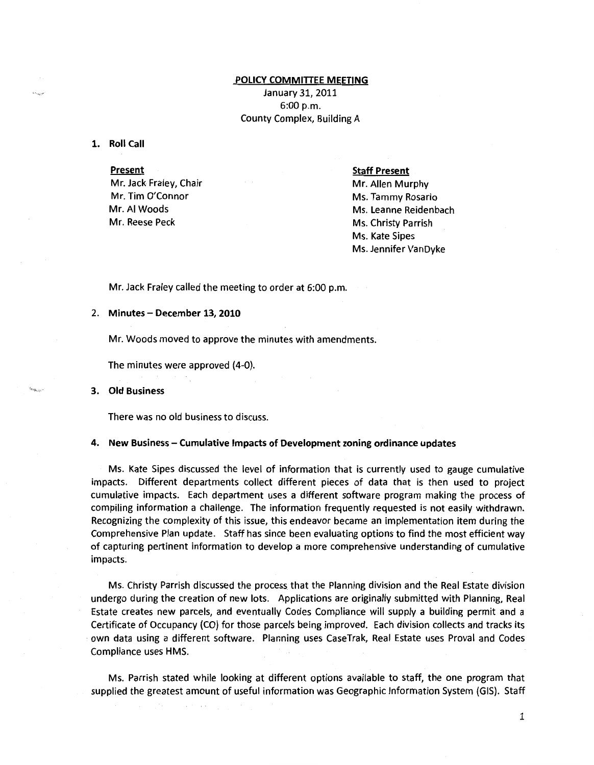**POLICY COMMITTEE MEETING**

January 31, 2011
6:00 p.m.
County Complex, Building A

**1. Roll Call**

**Present**
Mr. Jack Fraley, Chair
Mr. Tim O'Connor
Mr. Al Woods
Mr. Reese Peck

**Staff Present**
Mr. Allen Murphy
Ms. Tammy Rosario
Ms. Leanne Reidenbach
Ms. Christy Parrish
Ms. Kate Sipes
Ms. Jennifer VanDyke

Mr. Jack Fraley called the meeting to order at 6:00 p.m.

**2. Minutes – December 13, 2010**

Mr. Woods moved to approve the minutes with amendments.

The minutes were approved (4-0).

**3. Old Business**

There was no old business to discuss.

**4. New Business – Cumulative Impacts of Development zoning ordinance updates**

Ms. Kate Sipes discussed the level of information that is currently used to gauge cumulative impacts. Different departments collect different pieces of data that is then used to project cumulative impacts. Each department uses a different software program making the process of compiling information a challenge. The information frequently requested is not easily withdrawn. Recognizing the complexity of this issue, this endeavor became an implementation item during the Comprehensive Plan update. Staff has since been evaluating options to find the most efficient way of capturing pertinent information to develop a more comprehensive understanding of cumulative impacts.

Ms. Christy Parrish discussed the process that the Planning division and the Real Estate division undergo during the creation of new lots. Applications are originally submitted with Planning, Real Estate creates new parcels, and eventually Codes Compliance will supply a building permit and a Certificate of Occupancy (CO) for those parcels being improved. Each division collects and tracks its own data using a different software. Planning uses CaseTrak, Real Estate uses Proval and Codes Compliance uses HMS.

Ms. Parrish stated while looking at different options available to staff, the one program that supplied the greatest amount of useful information was Geographic Information System (GIS). Staff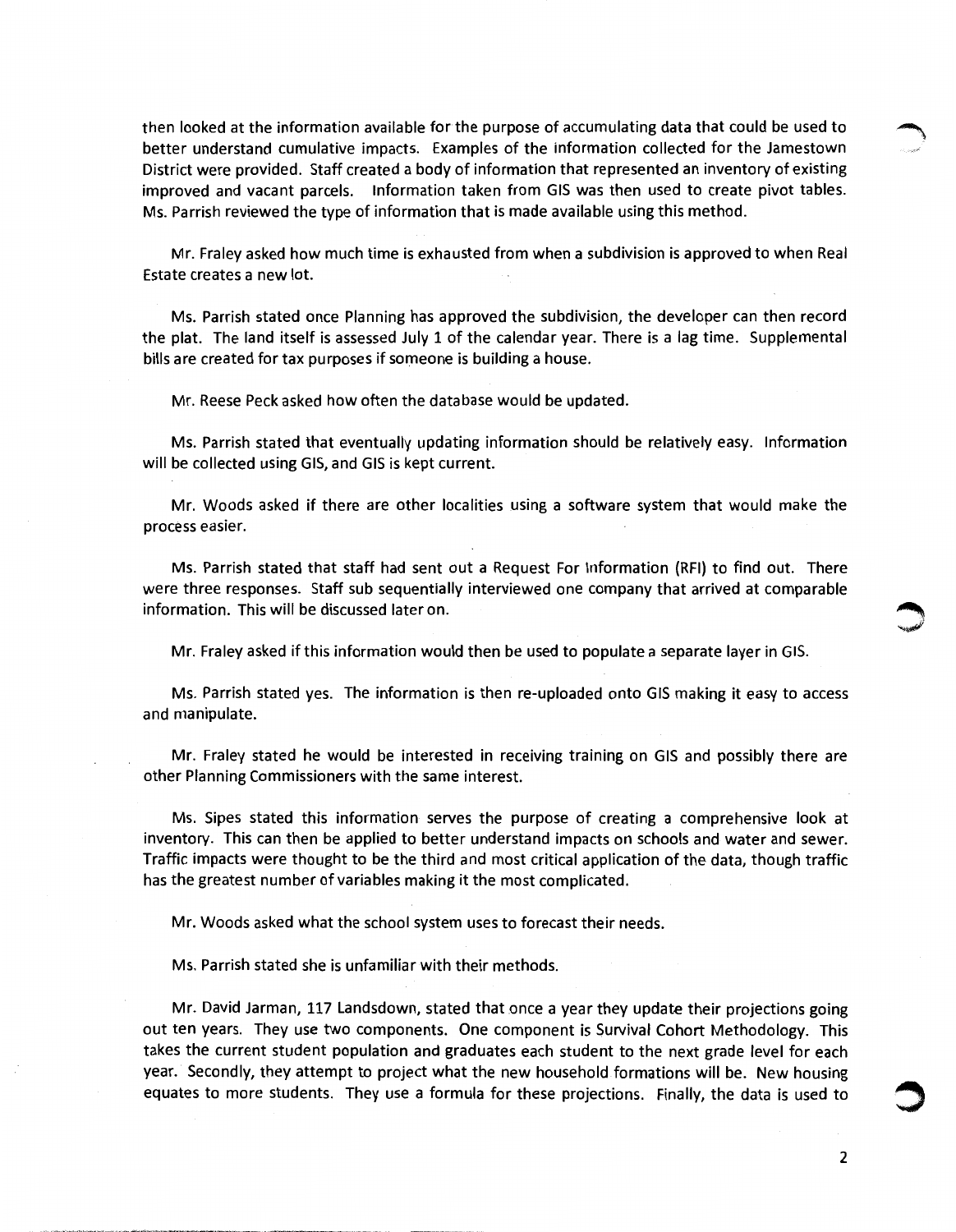then looked at the information available for the purpose of accumulating data that could be used to better understand cumulative impacts. Examples of the information collected for the Jamestown District were provided. Staff created a body of information that represented an inventory of existing improved and vacant parcels. Information taken from GIS was then used to create pivot tables. Ms. Parrish reviewed the type of information that is made available using this method.

Mr. Fraley asked how much time is exhausted from when a subdivision is approved to when Real Estate creates a new lot.

Ms. Parrish stated once Planning has approved the subdivision, the developer can then record the plat. The land itself is assessed July 1 of the calendar year. There is a lag time. Supplemental bills are created for tax purposes if someone is building a house.

Mr. Reese Peck asked how often the database would be updated.

Ms. Parrish stated that eventually updating information should be relatively easy. Information will be collected using GIS, and GIS is kept current.

Mr. Woods asked if there are other localities using a software system that would make the process easier.

Ms. Parrish stated that staff had sent out a Request For Information (RFI) to find out. There were three responses. Staff sub sequentially interviewed one company that arrived at comparable information. This will be discussed later on.

Mr. Fraley asked if this information would then be used to populate a separate layer in GIS.

Ms. Parrish stated yes. The information is then re-uploaded onto GIS making it easy to access and manipulate.

Mr. Fraley stated he would be interested in receiving training on GIS and possibly there are other Planning Commissioners with the same interest.

Ms. Sipes stated this information serves the purpose of creating a comprehensive look at inventory. This can then be applied to better understand impacts on schools and water and sewer. Traffic impacts were thought to be the third and most critical application of the data, though traffic has the greatest number of variables making it the most complicated.

Mr. Woods asked what the school system uses to forecast their needs.

Ms. Parrish stated she is unfamiliar with their methods.

Mr. David Jarman, 117 Landsdown, stated that once a year they update their projections going out ten years. They use two components. One component is Survival Cohort Methodology. This takes the current student population and graduates each student to the next grade level for each year. Secondly, they attempt to project what the new household formations will be. New housing equates to more students. They use a formula for these projections. Finally, the data is used to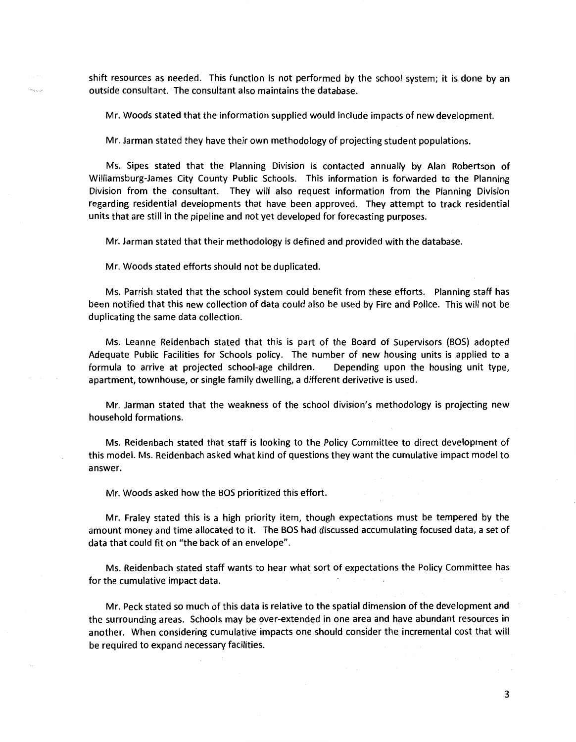shift resources as needed. This function is not performed by the school system; it is done by an outside consultant. The consultant also maintains the database.

Mr. Woods stated that the information supplied would include impacts of new development.

Mr. Jarman stated they have their own methodology of projecting student populations.

Ms. Sipes stated that the Planning Division is contacted annually by Alan Robertson of Williamsburg-James City County Public Schools. This information is forwarded to the Planning Division from the consultant. They will also request information from the Planning Division regarding residential developments that have been approved. They attempt to track residential units that are still in the pipeline and not yet developed for forecasting purposes.

Mr. Jarman stated that their methodology is defined and provided with the database.

Mr. Woods stated efforts should not be duplicated.

Ms. Parrish stated that the school system could benefit from these efforts. Planning staff has been notified that this new collection of data could also be used by Fire and Police. This will not be duplicating the same data collection.

Ms. Leanne Reidenbach stated that this is part of the Board of Supervisors (BOS) adopted Adequate Public Facilities for Schools policy. The number of new housing units is applied to a formula to arrive at projected school-age children. Depending upon the housing unit type, apartment, townhouse, or single family dwelling, a different derivative is used.

Mr. Jarman stated that the weakness of the school division's methodology is projecting new household formations.

Ms. Reidenbach stated that staff is looking to the Policy Committee to direct development of this model. Ms. Reidenbach asked what kind of questions they want the cumulative impact model to answer.

Mr. Woods asked how the BOS prioritized this effort.

Mr. Fraley stated this is a high priority item, though expectations must be tempered by the amount money and time allocated to it. The BOS had discussed accumulating focused data, a set of data that could fit on "the back of an envelope".

Ms. Reidenbach stated staff wants to hear what sort of expectations the Policy Committee has for the cumulative impact data.

Mr. Peck stated so much of this data is relative to the spatial dimension of the development and the surrounding areas. Schools may be over-extended in one area and have abundant resources in another. When considering cumulative impacts one should consider the incremental cost that will be required to expand necessary facilities.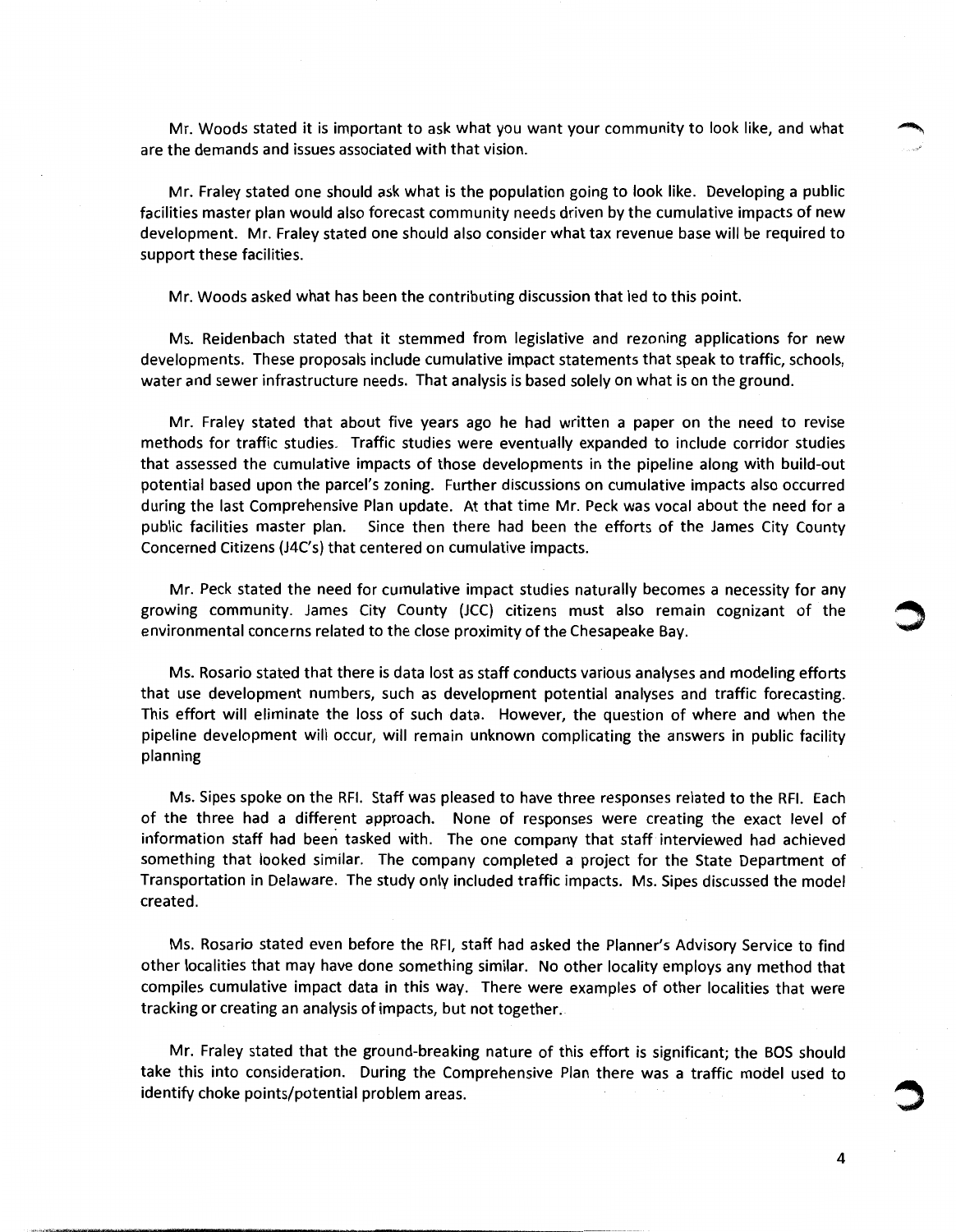Mr. Woods stated it is important to ask what you want your community to look like, and what are the demands and issues associated with that vision.

Mr. Fraley stated one should ask what is the population going to look like. Developing a public facilities master plan would also forecast community needs driven by the cumulative impacts of new development. Mr. Fraley stated one should also consider what tax revenue base will be required to support these facilities.

Mr. Woods asked what has been the contributing discussion that led to this point.

Ms. Reidenbach stated that it stemmed from legislative and rezoning applications for new developments. These proposals include cumulative impact statements that speak to traffic, schools, water and sewer infrastructure needs. That analysis is based solely on what is on the ground.

Mr. Fraley stated that about five years ago he had written a paper on the need to revise methods for traffic studies. Traffic studies were eventually expanded to include corridor studies that assessed the cumulative impacts of those developments in the pipeline along with build-out potential based upon the parcel's zoning. Further discussions on cumulative impacts also occurred during the last Comprehensive Plan update. At that time Mr. Peck was vocal about the need for a public facilities master plan. Since then there had been the efforts of the James City County Concerned Citizens (J4C's) that centered on cumulative impacts.

Mr. Peck stated the need for cumulative impact studies naturally becomes a necessity for any growing community. James City County (JCC) citizens must also remain cognizant of the environmental concerns related to the close proximity of the Chesapeake Bay.

Ms. Rosario stated that there is data lost as staff conducts various analyses and modeling efforts that use development numbers, such as development potential analyses and traffic forecasting. This effort will eliminate the loss of such data. However, the question of where and when the pipeline development will occur, will remain unknown complicating the answers in public facility planning

Ms. Sipes spoke on the RFI. Staff was pleased to have three responses related to the RFI. Each of the three had a different approach. None of responses were creating the exact level of information staff had been tasked with. The one company that staff interviewed had achieved something that looked similar. The company completed a project for the State Department of Transportation in Delaware. The study only included traffic impacts. Ms. Sipes discussed the model created.

Ms. Rosario stated even before the RFI, staff had asked the Planner's Advisory Service to find other localities that may have done something similar. No other locality employs any method that compiles cumulative impact data in this way. There were examples of other localities that were tracking or creating an analysis of impacts, but not together.

Mr. Fraley stated that the ground-breaking nature of this effort is significant; the BOS should take this into consideration. During the Comprehensive Plan there was a traffic model used to identify choke points/potential problem areas.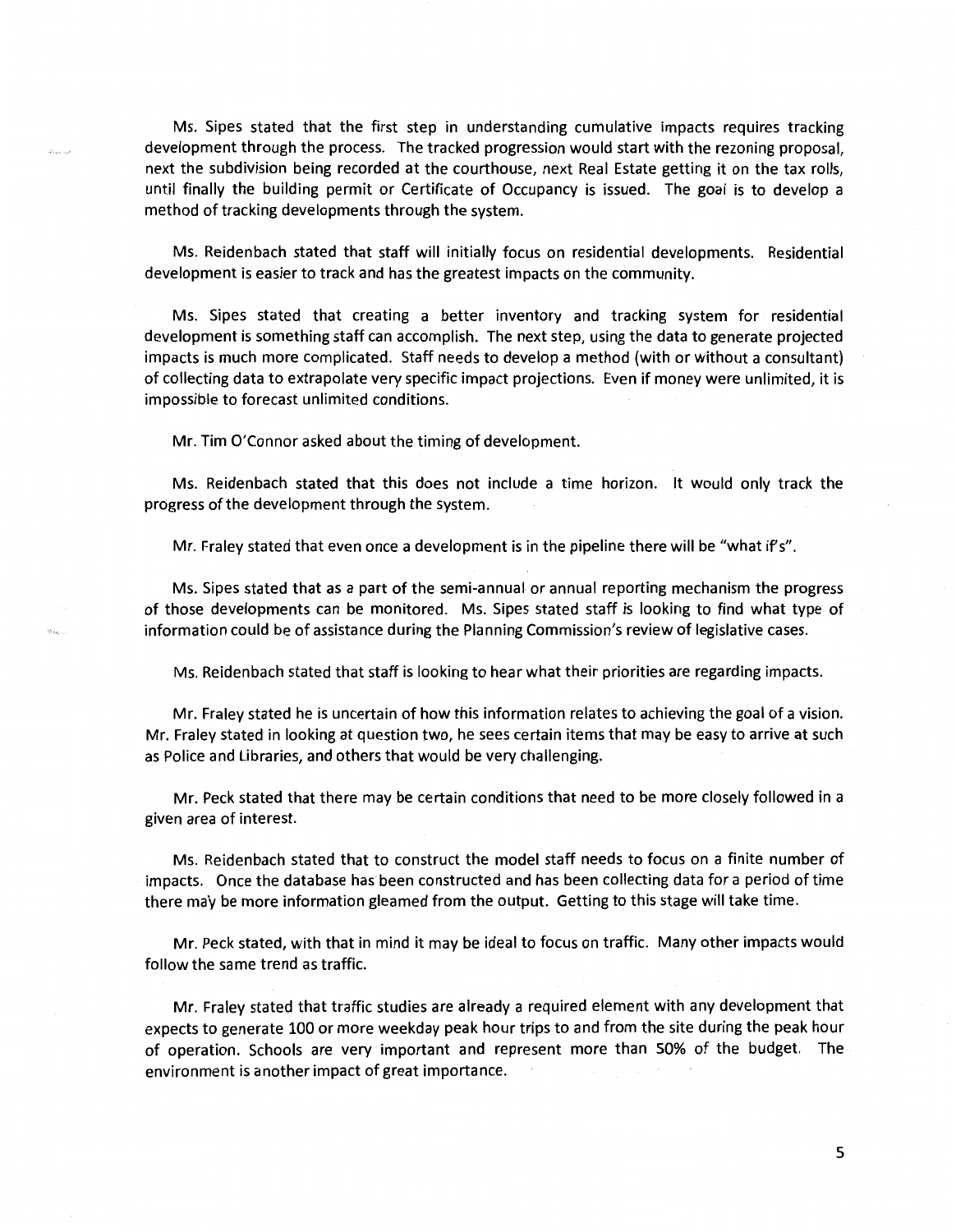Ms. Sipes stated that the first step in understanding cumulative impacts requires tracking development through the process. The tracked progression would start with the rezoning proposal, next the subdivision being recorded at the courthouse, next Real Estate getting it on the tax rolls, until finally the building permit or Certificate of Occupancy is issued. The goal is to develop a method of tracking developments through the system.

Ms. Reidenbach stated that staff will initially focus on residential developments. Residential development is easier to track and has the greatest impacts on the community.

Ms. Sipes stated that creating a better inventory and tracking system for residential development is something staff can accomplish. The next step, using the data to generate projected impacts is much more complicated. Staff needs to develop a method (with or without a consultant) of collecting data to extrapolate very specific impact projections. Even if money were unlimited, it is impossible to forecast unlimited conditions.

Mr. Tim O'Connor asked about the timing of development.

Ms. Reidenbach stated that this does not include a time horizon. It would only track the progress of the development through the system.

Mr. Fraley stated that even once a development is in the pipeline there will be "what if's".

Ms. Sipes stated that as a part of the semi-annual or annual reporting mechanism the progress of those developments can be monitored. Ms. Sipes stated staff is looking to find what type of information could be of assistance during the Planning Commission's review of legislative cases.

Ms. Reidenbach stated that staff is looking to hear what their priorities are regarding impacts.

Mr. Fraley stated he is uncertain of how this information relates to achieving the goal of a vision. Mr. Fraley stated in looking at question two, he sees certain items that may be easy to arrive at such as Police and Libraries, and others that would be very challenging.

Mr. Peck stated that there may be certain conditions that need to be more closely followed in a given area of interest.

Ms. Reidenbach stated that to construct the model staff needs to focus on a finite number of impacts. Once the database has been constructed and has been collecting data for a period of time there may be more information gleamed from the output. Getting to this stage will take time.

Mr. Peck stated, with that in mind it may be ideal to focus on traffic. Many other impacts would follow the same trend as traffic.

Mr. Fraley stated that traffic studies are already a required element with any development that expects to generate 100 or more weekday peak hour trips to and from the site during the peak hour of operation. Schools are very important and represent more than 50% of the budget. The environment is another impact of great importance.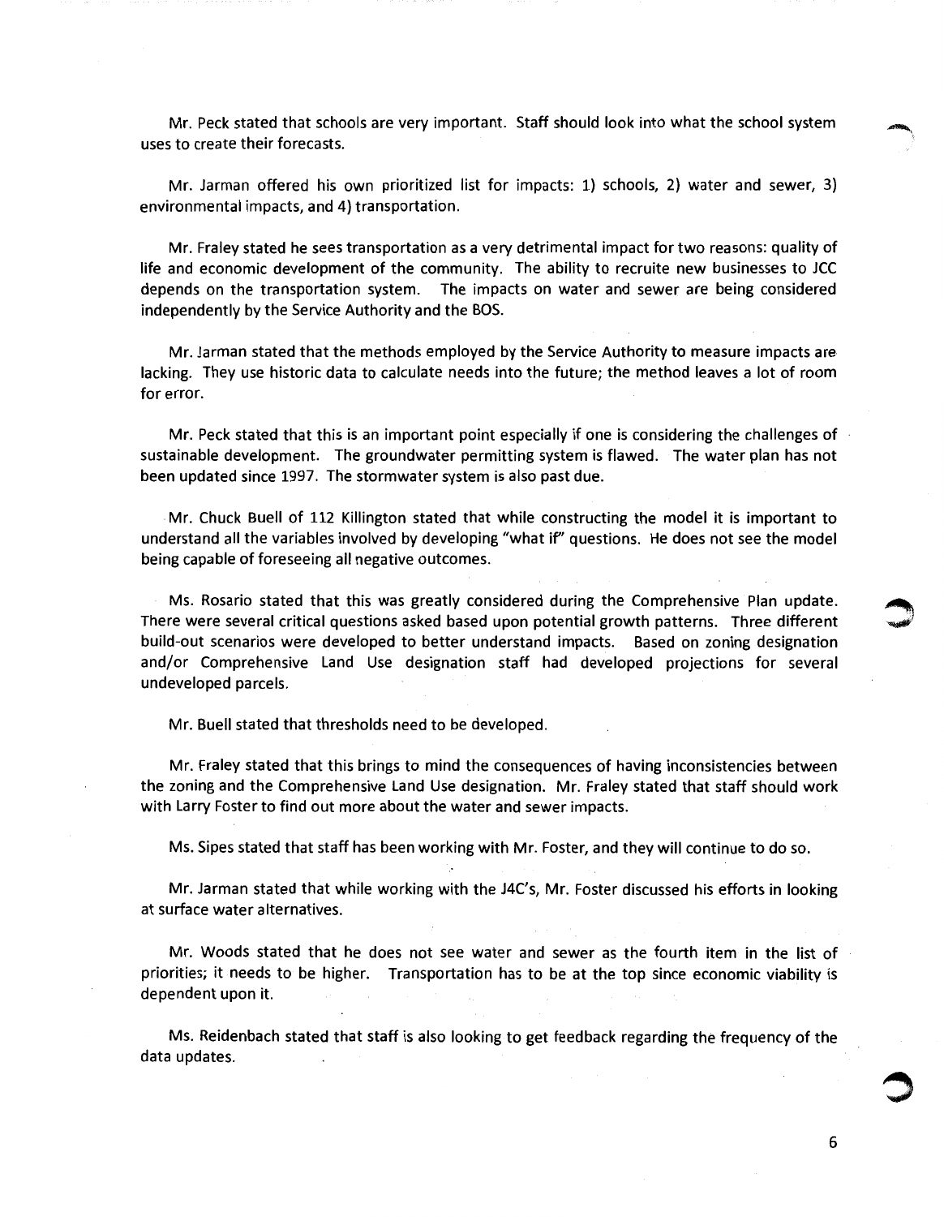Mr. Peck stated that schools are very important. Staff should look into what the school system uses to create their forecasts.

Mr. Jarman offered his own prioritized list for impacts: 1) schools, 2) water and sewer, 3) environmental impacts, and 4) transportation.

Mr. Fraley stated he sees transportation as a very detrimental impact for two reasons: quality of life and economic development of the community. The ability to recruite new businesses to JCC depends on the transportation system. The impacts on water and sewer are being considered independently by the Service Authority and the BOS.

Mr. Jarman stated that the methods employed by the Service Authority to measure impacts are lacking. They use historic data to calculate needs into the future; the method leaves a lot of room for error.

Mr. Peck stated that this is an important point especially if one is considering the challenges of sustainable development. The groundwater permitting system is flawed. The water plan has not been updated since 1997. The stormwater system is also past due.

Mr. Chuck Buell of 112 Killington stated that while constructing the model it is important to understand all the variables involved by developing "what if" questions. He does not see the model being capable of foreseeing all negative outcomes.

Ms. Rosario stated that this was greatly considered during the Comprehensive Plan update. There were several critical questions asked based upon potential growth patterns. Three different build-out scenarios were developed to better understand impacts. Based on zoning designation and/or Comprehensive Land Use designation staff had developed projections for several undeveloped parcels.

Mr. Buell stated that thresholds need to be developed.

Mr. Fraley stated that this brings to mind the consequences of having inconsistencies between the zoning and the Comprehensive Land Use designation. Mr. Fraley stated that staff should work with Larry Foster to find out more about the water and sewer impacts.

Ms. Sipes stated that staff has been working with Mr. Foster, and they will continue to do so.

Mr. Jarman stated that while working with the J4C's, Mr. Foster discussed his efforts in looking at surface water alternatives.

Mr. Woods stated that he does not see water and sewer as the fourth item in the list of priorities; it needs to be higher. Transportation has to be at the top since economic viability is dependent upon it.

Ms. Reidenbach stated that staff is also looking to get feedback regarding the frequency of the data updates.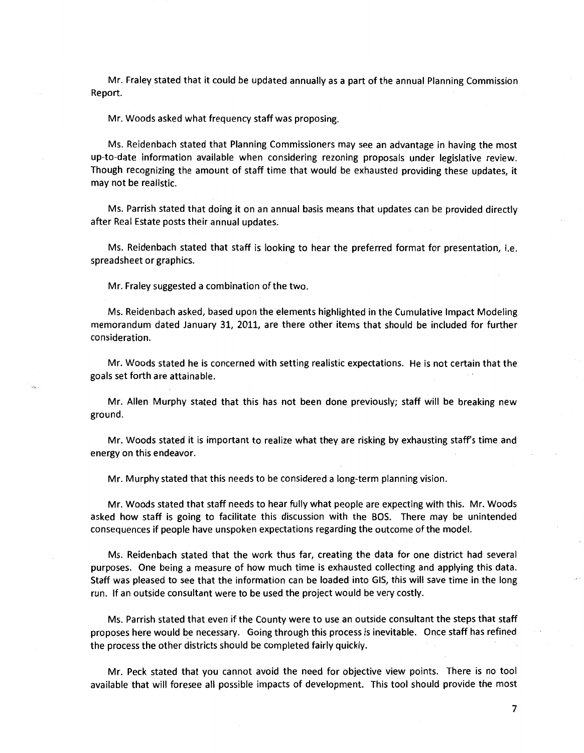Mr. Fraley stated that it could be updated annually as a part of the annual Planning Commission Report.

Mr. Woods asked what frequency staff was proposing.

Ms. Reidenbach stated that Planning Commissioners may see an advantage in having the most up-to-date information available when considering rezoning proposals under legislative review. Though recognizing the amount of staff time that would be exhausted providing these updates, it may not be realistic.

Ms. Parrish stated that doing it on an annual basis means that updates can be provided directly after Real Estate posts their annual updates.

Ms. Reidenbach stated that staff is looking to hear the preferred format for presentation, i.e. spreadsheet or graphics.

Mr. Fraley suggested a combination of the two.

Ms. Reidenbach asked, based upon the elements highlighted in the Cumulative Impact Modeling memorandum dated January 31, 2011, are there other items that should be included for further consideration.

Mr. Woods stated he is concerned with setting realistic expectations. He is not certain that the goals set forth are attainable.

Mr. Allen Murphy stated that this has not been done previously; staff will be breaking new ground.

Mr. Woods stated it is important to realize what they are risking by exhausting staff's time and energy on this endeavor.

Mr. Murphy stated that this needs to be considered a long-term planning vision.

Mr. Woods stated that staff needs to hear fully what people are expecting with this. Mr. Woods asked how staff is going to facilitate this discussion with the BOS. There may be unintended consequences if people have unspoken expectations regarding the outcome of the model.

Ms. Reidenbach stated that the work thus far, creating the data for one district had several purposes. One being a measure of how much time is exhausted collecting and applying this data. Staff was pleased to see that the information can be loaded into GIS, this will save time in the long run. If an outside consultant were to be used the project would be very costly.

Ms. Parrish stated that even if the County were to use an outside consultant the steps that staff proposes here would be necessary. Going through this process is inevitable. Once staff has refined the process the other districts should be completed fairly quickly.

Mr. Peck stated that you cannot avoid the need for objective view points. There is no tool available that will foresee all possible impacts of development. This tool should provide the most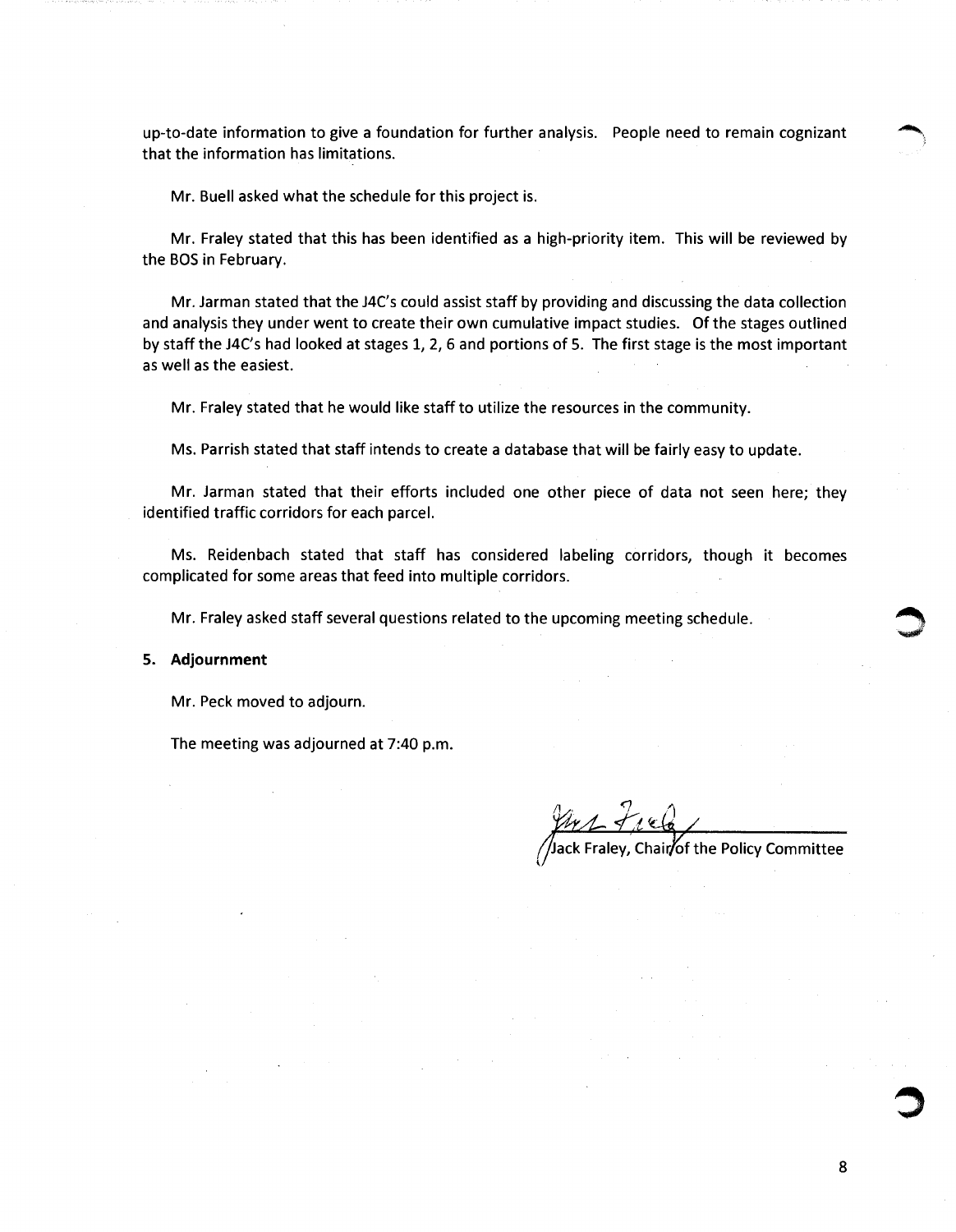up-to-date information to give a foundation for further analysis. People need to remain cognizant that the information has limitations.

Mr. Buell asked what the schedule for this project is.

Mr. Fraley stated that this has been identified as a high-priority item. This will be reviewed by the BOS in February.

Mr. Jarman stated that the J4C's could assist staff by providing and discussing the data collection and analysis they under went to create their own cumulative impact studies. Of the stages outlined by staff the J4C's had looked at stages 1, 2, 6 and portions of 5. The first stage is the most important as well as the easiest.

Mr. Fraley stated that he would like staff to utilize the resources in the community.

Ms. Parrish stated that staff intends to create a database that will be fairly easy to update.

Mr. Jarman stated that their efforts included one other piece of data not seen here; they identified traffic corridors for each parcel.

Ms. Reidenbach stated that staff has considered labeling corridors, though it becomes complicated for some areas that feed into multiple corridors.

Mr. Fraley asked staff several questions related to the upcoming meeting schedule.

**5. Adjournment**

Mr. Peck moved to adjourn.

The meeting was adjourned at 7:40 p.m.

Jack Fraley, Chair of the Policy Committee